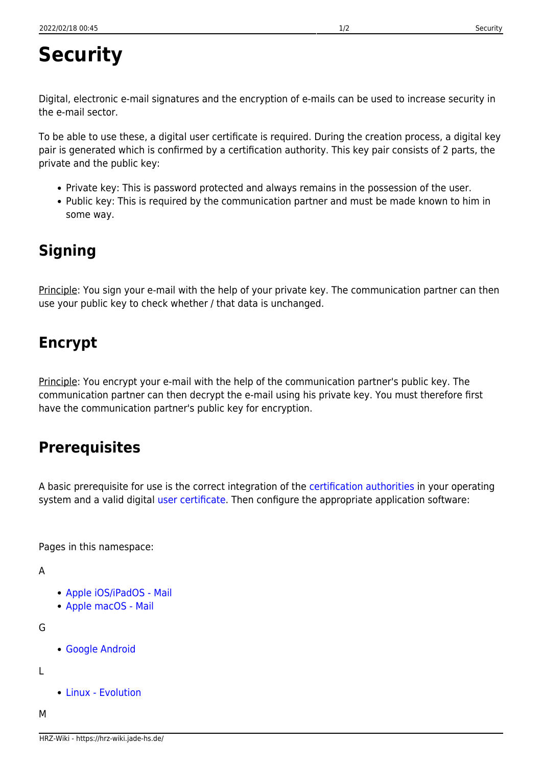# Security

Digital, electronic e-mail signatures and the encryption of e-mails can be used to increase security in the e-mail sector.

To be able to use these, a digital user certificate is required. During the creation process, a digital key pair is generated which is confirmed by a certification authority. This key pair consists of 2 parts, the private and the public key:

- Private key: This is password protected and always remains in the possession of the user.
- Public key: This is required by the communication partner and must be made known to him in some way.

## Signing

Principle: You sign your e-mail with the help of your private key. The communication partner can then use your public key to check whether / that data is unchanged.

## Encrypt

Principle: You encrypt your e-mail with the help of the communication partner's public key. The communication partner can then decrypt the e-mail using his private key. You must therefore first have the communication partner's public key for encryption.

## Prerequisites

A basic prerequisite for use is the correct integration of the certification authorities in your operating system and a valid digital user certificate. Then configure the appropriate application software:

Pages in this namespace:

A

- Apple iOS/iPadOS - Mail
- Apple macOS - Mail

G

- Google Android

L

- Linux - Evolution

M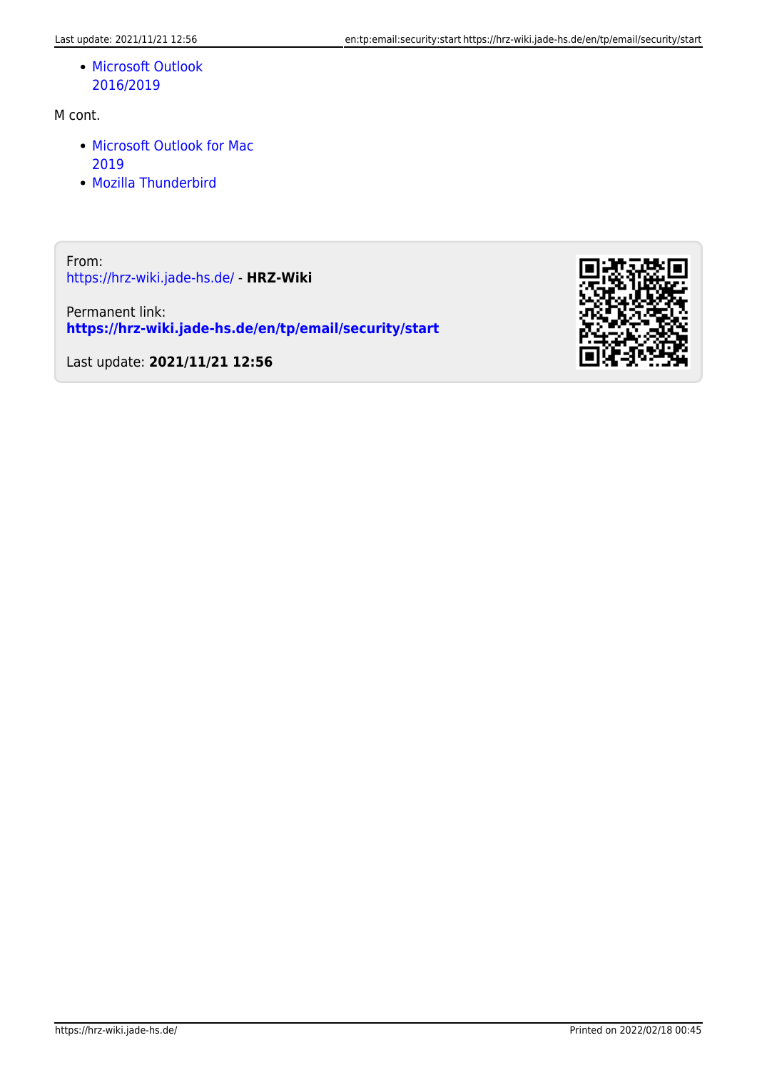- Microsoft Outlook 2016/2019

M cont.

- Microsoft Outlook for Mac 2019
- Mozilla Thunderbird

From:
https://hrz-wiki.jade-hs.de/ - **HRZ-Wiki**

Permanent link:
**https://hrz-wiki.jade-hs.de/en/tp/email/security/start**

Last update: **2021/11/21 12:56**